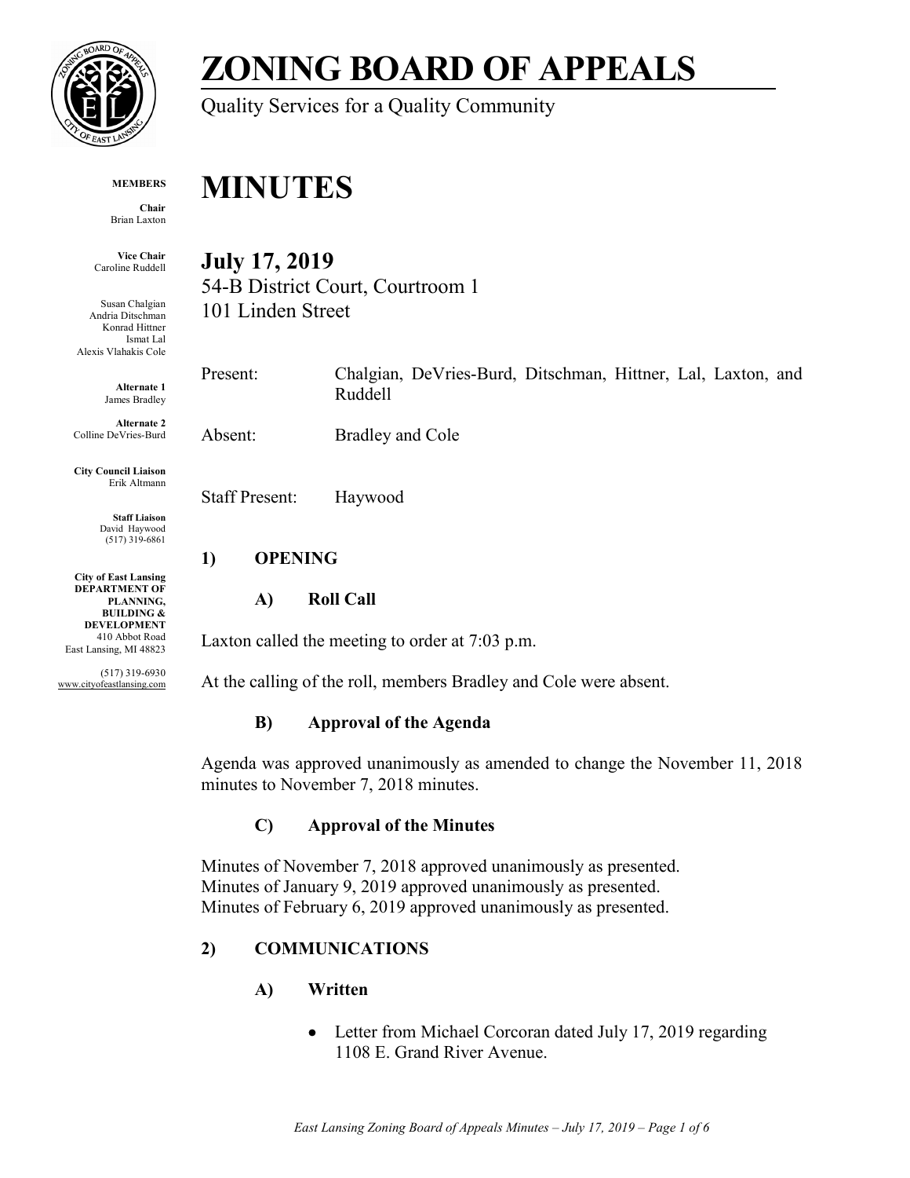# ZONING BOARD OF APPEALS

Quality Services for a Quality Community

**MEMBERS**

**Chair**
Brian Laxton

**Vice Chair**
Caroline Ruddell

Susan Chalgian
Andria Ditschman
Konrad Hittner
Ismat Lal
Alexis Vlahakis Cole

**Alternate 1**
James Bradley

**Alternate 2**
Colline DeVries-Burd

**City Council Liaison**
Erik Altmann

**Staff Liaison**
David Haywood
(517) 319-6861

**City of East Lansing**
**DEPARTMENT OF PLANNING, BUILDING & DEVELOPMENT**
410 Abbot Road
East Lansing, MI 48823

(517) 319-6930
www.cityofeastlansing.com

# MINUTES

## July 17, 2019

54-B District Court, Courtroom 1
101 Linden Street

| | |
|---|---|
| Present: | Chalgian, DeVries-Burd, Ditschman, Hittner, Lal, Laxton, and Ruddell |
| Absent: | Bradley and Cole |
| Staff Present: | Haywood |

## 1) OPENING

### A) Roll Call

Laxton called the meeting to order at 7:03 p.m.

At the calling of the roll, members Bradley and Cole were absent.

### B) Approval of the Agenda

Agenda was approved unanimously as amended to change the November 11, 2018 minutes to November 7, 2018 minutes.

### C) Approval of the Minutes

Minutes of November 7, 2018 approved unanimously as presented.
Minutes of January 9, 2019 approved unanimously as presented.
Minutes of February 6, 2019 approved unanimously as presented.

## 2) COMMUNICATIONS

### A) Written

- Letter from Michael Corcoran dated July 17, 2019 regarding 1108 E. Grand River Avenue.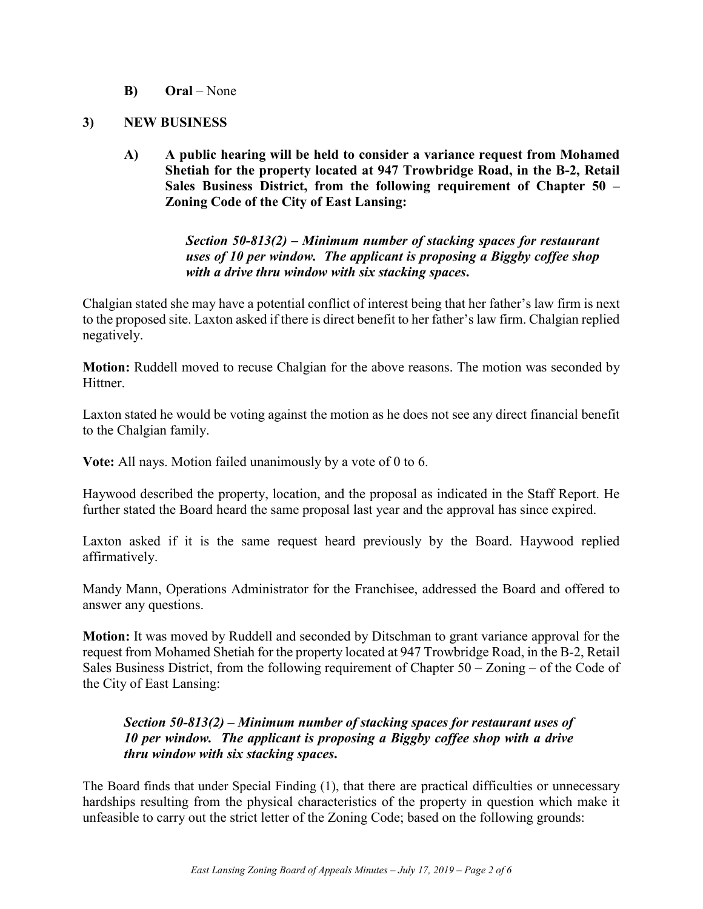**B) Oral** – None

## 3) NEW BUSINESS

**A) A public hearing will be held to consider a variance request from Mohamed Shetiah for the property located at 947 Trowbridge Road, in the B-2, Retail Sales Business District, from the following requirement of Chapter 50 – Zoning Code of the City of East Lansing:**

> ***Section 50-813(2) – Minimum number of stacking spaces for restaurant uses of 10 per window. The applicant is proposing a Biggby coffee shop with a drive thru window with six stacking spaces.***

Chalgian stated she may have a potential conflict of interest being that her father's law firm is next to the proposed site. Laxton asked if there is direct benefit to her father's law firm. Chalgian replied negatively.

**Motion:** Ruddell moved to recuse Chalgian for the above reasons. The motion was seconded by Hittner.

Laxton stated he would be voting against the motion as he does not see any direct financial benefit to the Chalgian family.

**Vote:** All nays. Motion failed unanimously by a vote of 0 to 6.

Haywood described the property, location, and the proposal as indicated in the Staff Report. He further stated the Board heard the same proposal last year and the approval has since expired.

Laxton asked if it is the same request heard previously by the Board. Haywood replied affirmatively.

Mandy Mann, Operations Administrator for the Franchisee, addressed the Board and offered to answer any questions.

**Motion:** It was moved by Ruddell and seconded by Ditschman to grant variance approval for the request from Mohamed Shetiah for the property located at 947 Trowbridge Road, in the B-2, Retail Sales Business District, from the following requirement of Chapter 50 – Zoning – of the Code of the City of East Lansing:

> ***Section 50-813(2) – Minimum number of stacking spaces for restaurant uses of 10 per window. The applicant is proposing a Biggby coffee shop with a drive thru window with six stacking spaces.***

The Board finds that under Special Finding (1), that there are practical difficulties or unnecessary hardships resulting from the physical characteristics of the property in question which make it unfeasible to carry out the strict letter of the Zoning Code; based on the following grounds: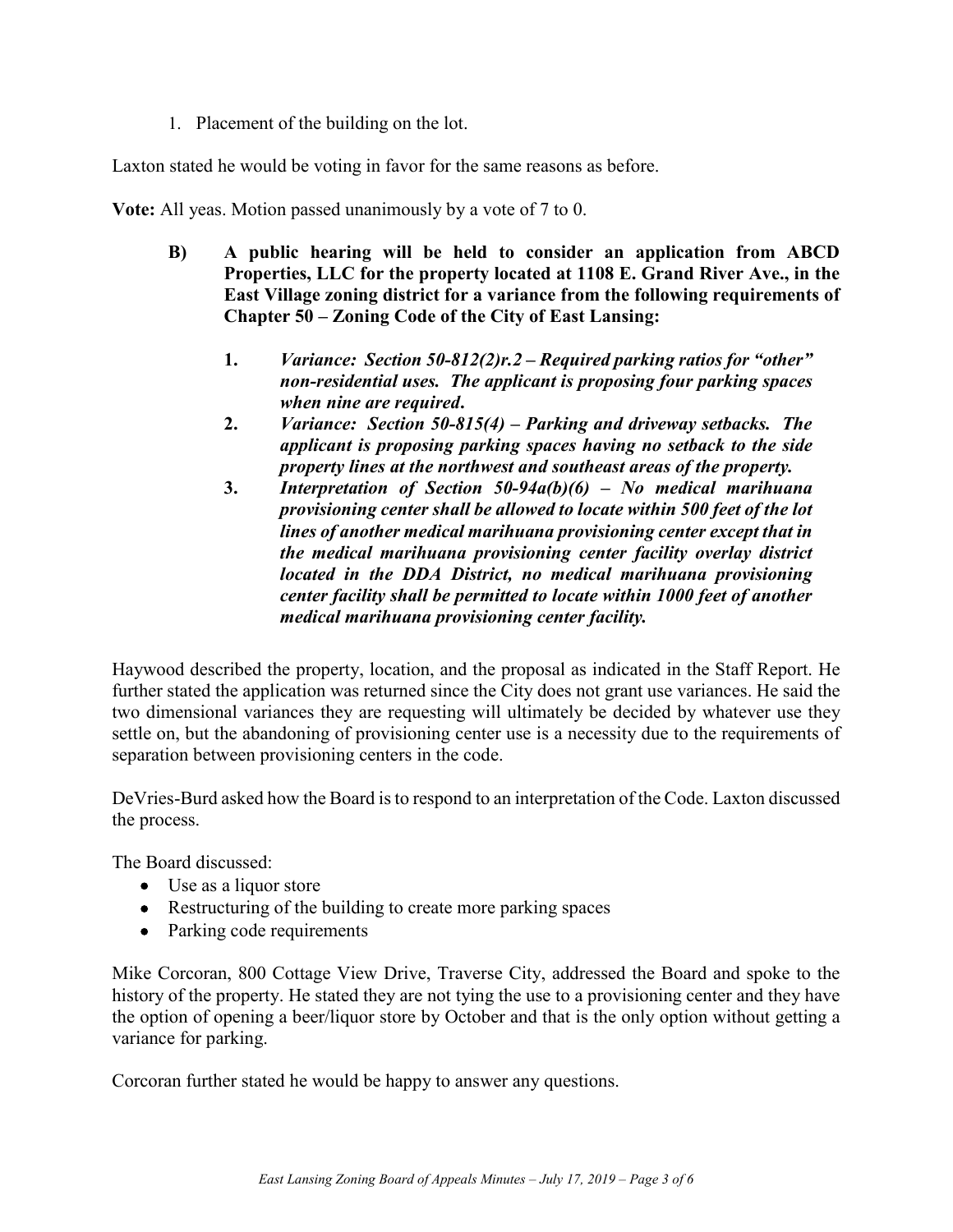1. Placement of the building on the lot.

Laxton stated he would be voting in favor for the same reasons as before.

**Vote:** All yeas. Motion passed unanimously by a vote of 7 to 0.

**B) A public hearing will be held to consider an application from ABCD Properties, LLC for the property located at 1108 E. Grand River Ave., in the East Village zoning district for a variance from the following requirements of Chapter 50 – Zoning Code of the City of East Lansing:**

1. ***Variance: Section 50-812(2)r.2 – Required parking ratios for "other" non-residential uses. The applicant is proposing four parking spaces when nine are required.***
2. ***Variance: Section 50-815(4) – Parking and driveway setbacks. The applicant is proposing parking spaces having no setback to the side property lines at the northwest and southeast areas of the property.***
3. ***Interpretation of Section 50-94a(b)(6) – No medical marihuana provisioning center shall be allowed to locate within 500 feet of the lot lines of another medical marihuana provisioning center except that in the medical marihuana provisioning center facility overlay district located in the DDA District, no medical marihuana provisioning center facility shall be permitted to locate within 1000 feet of another medical marihuana provisioning center facility.***

Haywood described the property, location, and the proposal as indicated in the Staff Report. He further stated the application was returned since the City does not grant use variances. He said the two dimensional variances they are requesting will ultimately be decided by whatever use they settle on, but the abandoning of provisioning center use is a necessity due to the requirements of separation between provisioning centers in the code.

DeVries-Burd asked how the Board is to respond to an interpretation of the Code. Laxton discussed the process.

The Board discussed:

- Use as a liquor store
- Restructuring of the building to create more parking spaces
- Parking code requirements

Mike Corcoran, 800 Cottage View Drive, Traverse City, addressed the Board and spoke to the history of the property. He stated they are not tying the use to a provisioning center and they have the option of opening a beer/liquor store by October and that is the only option without getting a variance for parking.

Corcoran further stated he would be happy to answer any questions.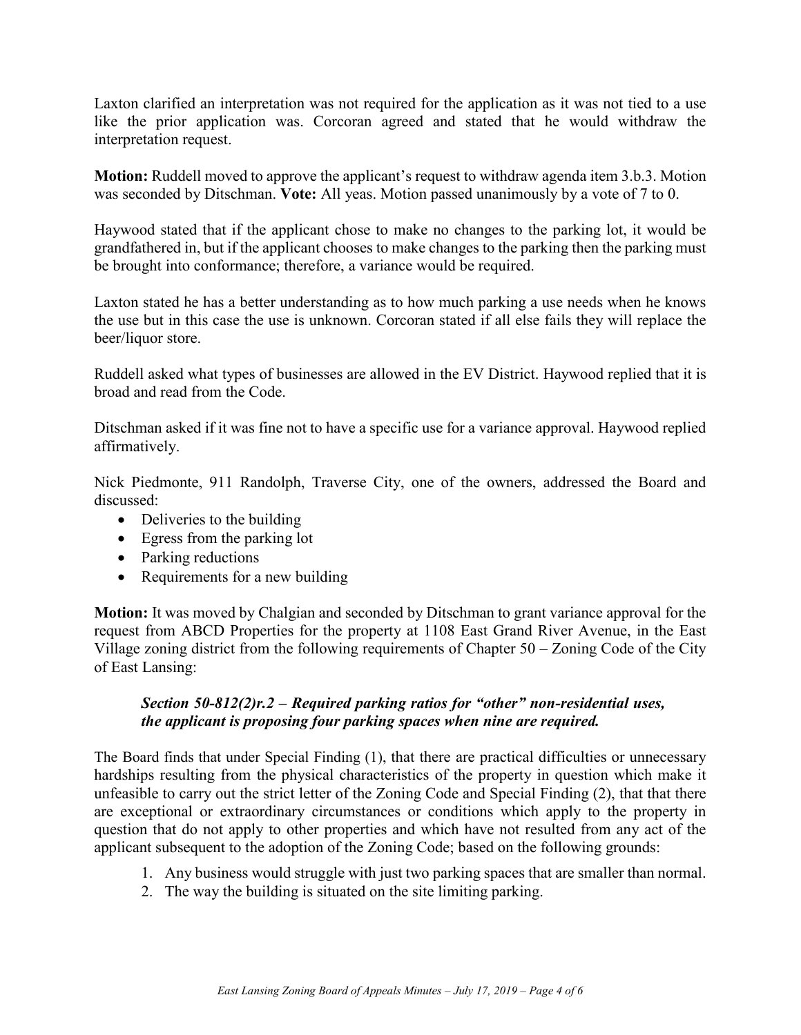Laxton clarified an interpretation was not required for the application as it was not tied to a use like the prior application was. Corcoran agreed and stated that he would withdraw the interpretation request.

**Motion:** Ruddell moved to approve the applicant's request to withdraw agenda item 3.b.3. Motion was seconded by Ditschman. **Vote:** All yeas. Motion passed unanimously by a vote of 7 to 0.

Haywood stated that if the applicant chose to make no changes to the parking lot, it would be grandfathered in, but if the applicant chooses to make changes to the parking then the parking must be brought into conformance; therefore, a variance would be required.

Laxton stated he has a better understanding as to how much parking a use needs when he knows the use but in this case the use is unknown. Corcoran stated if all else fails they will replace the beer/liquor store.

Ruddell asked what types of businesses are allowed in the EV District. Haywood replied that it is broad and read from the Code.

Ditschman asked if it was fine not to have a specific use for a variance approval. Haywood replied affirmatively.

Nick Piedmonte, 911 Randolph, Traverse City, one of the owners, addressed the Board and discussed:

- Deliveries to the building
- Egress from the parking lot
- Parking reductions
- Requirements for a new building

**Motion:** It was moved by Chalgian and seconded by Ditschman to grant variance approval for the request from ABCD Properties for the property at 1108 East Grand River Avenue, in the East Village zoning district from the following requirements of Chapter 50 – Zoning Code of the City of East Lansing:

> ***Section 50-812(2)r.2 – Required parking ratios for "other" non-residential uses, the applicant is proposing four parking spaces when nine are required.***

The Board finds that under Special Finding (1), that there are practical difficulties or unnecessary hardships resulting from the physical characteristics of the property in question which make it unfeasible to carry out the strict letter of the Zoning Code and Special Finding (2), that that there are exceptional or extraordinary circumstances or conditions which apply to the property in question that do not apply to other properties and which have not resulted from any act of the applicant subsequent to the adoption of the Zoning Code; based on the following grounds:

1. Any business would struggle with just two parking spaces that are smaller than normal.
2. The way the building is situated on the site limiting parking.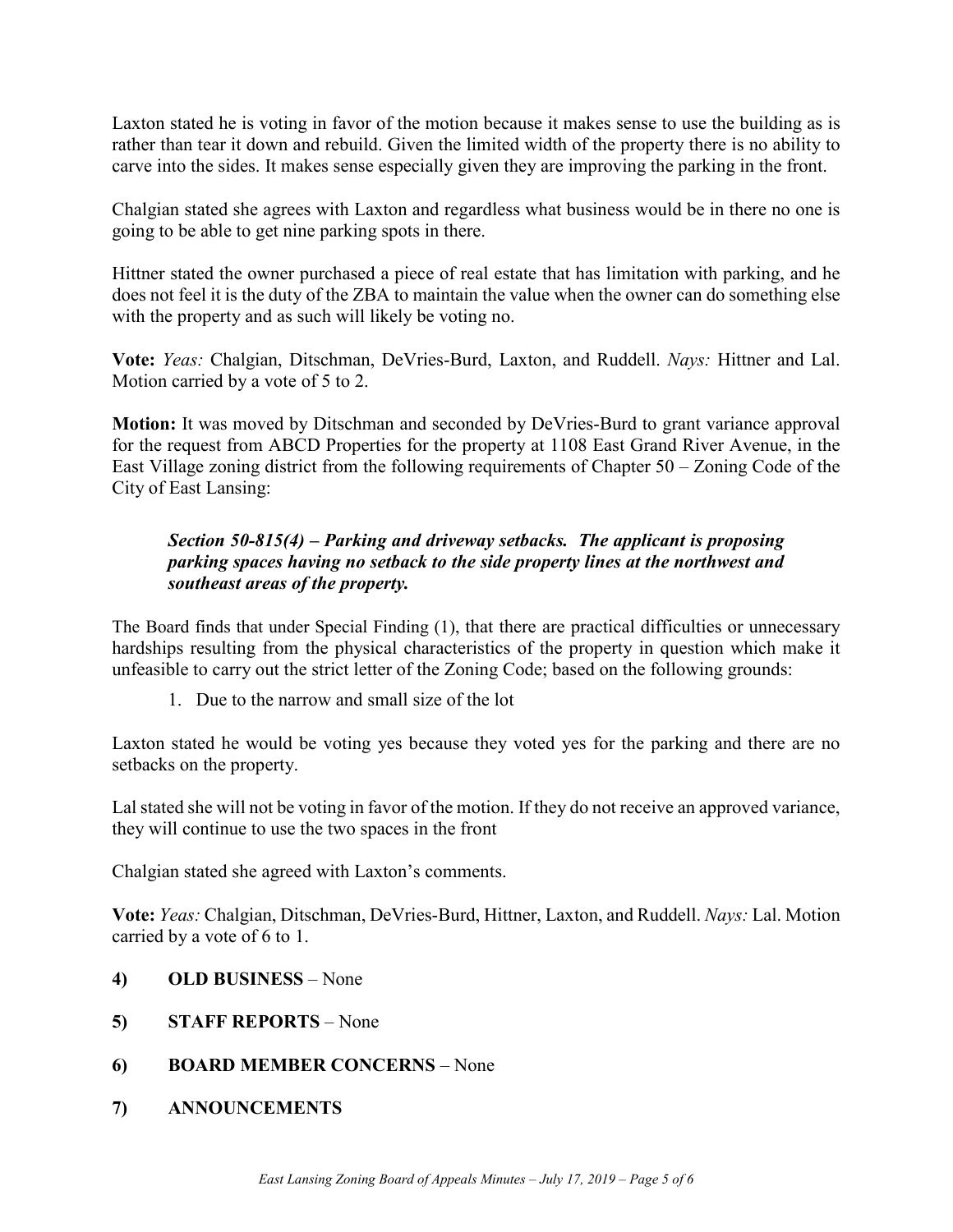Laxton stated he is voting in favor of the motion because it makes sense to use the building as is rather than tear it down and rebuild. Given the limited width of the property there is no ability to carve into the sides. It makes sense especially given they are improving the parking in the front.

Chalgian stated she agrees with Laxton and regardless what business would be in there no one is going to be able to get nine parking spots in there.

Hittner stated the owner purchased a piece of real estate that has limitation with parking, and he does not feel it is the duty of the ZBA to maintain the value when the owner can do something else with the property and as such will likely be voting no.

**Vote:** *Yeas:* Chalgian, Ditschman, DeVries-Burd, Laxton, and Ruddell. *Nays:* Hittner and Lal. Motion carried by a vote of 5 to 2.

**Motion:** It was moved by Ditschman and seconded by DeVries-Burd to grant variance approval for the request from ABCD Properties for the property at 1108 East Grand River Avenue, in the East Village zoning district from the following requirements of Chapter 50 – Zoning Code of the City of East Lansing:

> ***Section 50-815(4) – Parking and driveway setbacks. The applicant is proposing parking spaces having no setback to the side property lines at the northwest and southeast areas of the property.***

The Board finds that under Special Finding (1), that there are practical difficulties or unnecessary hardships resulting from the physical characteristics of the property in question which make it unfeasible to carry out the strict letter of the Zoning Code; based on the following grounds:

1. Due to the narrow and small size of the lot

Laxton stated he would be voting yes because they voted yes for the parking and there are no setbacks on the property.

Lal stated she will not be voting in favor of the motion. If they do not receive an approved variance, they will continue to use the two spaces in the front

Chalgian stated she agreed with Laxton's comments.

**Vote:** *Yeas:* Chalgian, Ditschman, DeVries-Burd, Hittner, Laxton, and Ruddell. *Nays:* Lal. Motion carried by a vote of 6 to 1.

**4) OLD BUSINESS** – None

**5) STAFF REPORTS** – None

**6) BOARD MEMBER CONCERNS** – None

**7) ANNOUNCEMENTS**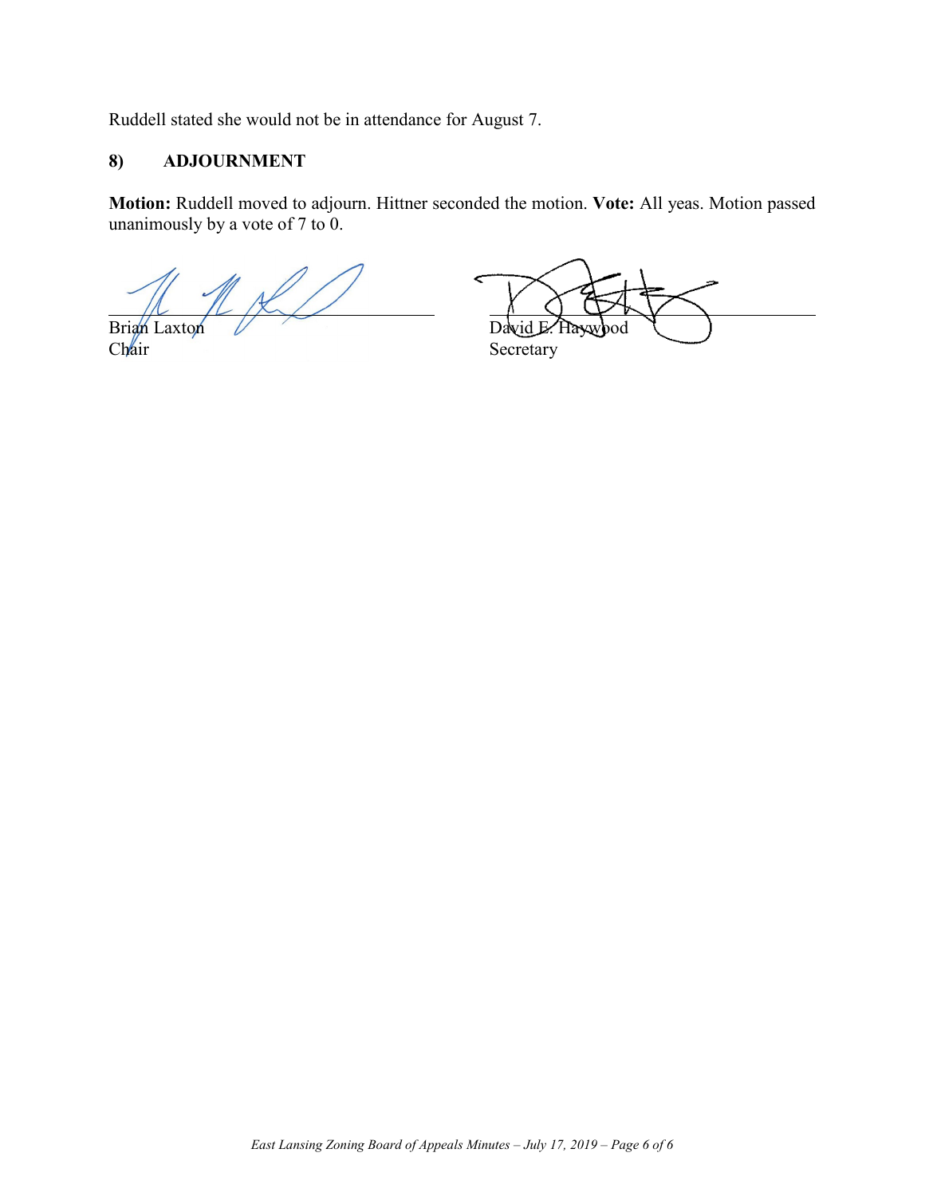Ruddell stated she would not be in attendance for August 7.

## 8) ADJOURNMENT

**Motion:** Ruddell moved to adjourn. Hittner seconded the motion. **Vote:** All yeas. Motion passed unanimously by a vote of 7 to 0.

Brian Laxton
Chair

David E. Haywood
Secretary